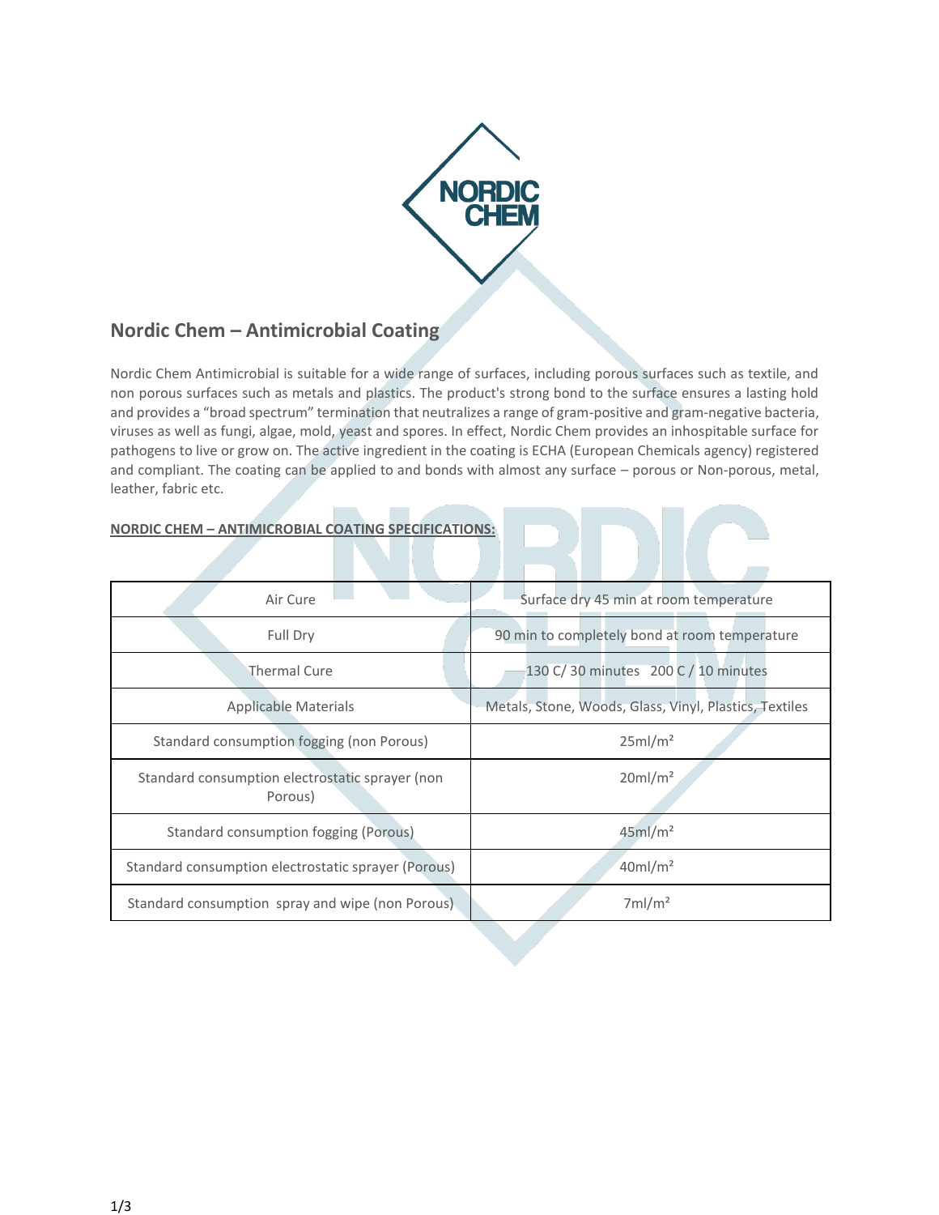## Nordic Chem – Antimicrobial Coating

Nordic Chem Antimicrobial is suitable for a wide range of surfaces, including porous surfaces such as textile, and non porous surfaces such as metals and plastics. The product's strong bond to the surface ensures a lasting hold and provides a "broad spectrum" termination that neutralizes a range of gram-positive and gram-negative bacteria, viruses as well as fungi, algae, mold, yeast and spores. In effect, Nordic Chem provides an inhospitable surface for pathogens to live or grow on. The active ingredient in the coating is ECHA (European Chemicals agency) registered and compliant. The coating can be applied to and bonds with almost any surface – porous or Non-porous, metal, leather, fabric etc.

**NORDIC CHEM – ANTIMICROBIAL COATING SPECIFICATIONS:**

| | |
|---|---|
| Air Cure | Surface dry 45 min at room temperature |
| Full Dry | 90 min to completely bond at room temperature |
| Thermal Cure | 130 C/ 30 minutes 200 C / 10 minutes |
| Applicable Materials | Metals, Stone, Woods, Glass, Vinyl, Plastics, Textiles |
| Standard consumption fogging (non Porous) | 25ml/m² |
| Standard consumption electrostatic sprayer (non Porous) | 20ml/m² |
| Standard consumption fogging (Porous) | 45ml/m² |
| Standard consumption electrostatic sprayer (Porous) | 40ml/m² |
| Standard consumption spray and wipe (non Porous) | 7ml/m² |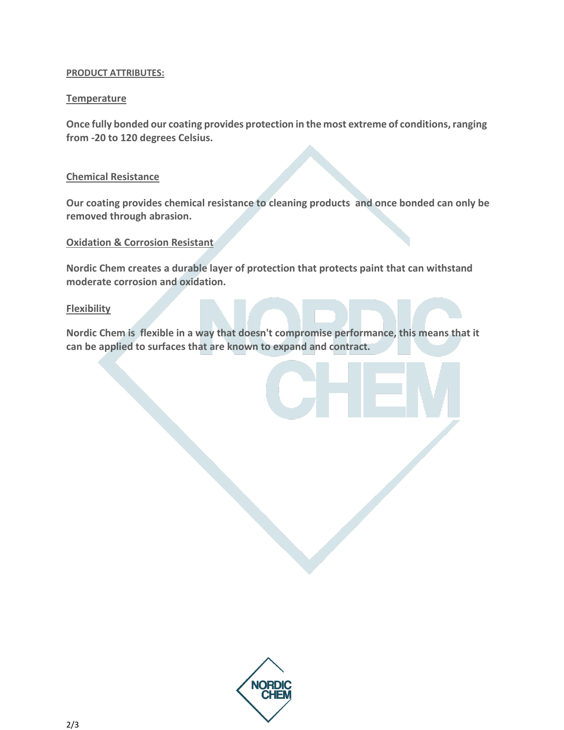**PRODUCT ATTRIBUTES:**

**Temperature**

**Once fully bonded our coating provides protection in the most extreme of conditions, ranging from -20 to 120 degrees Celsius.**

**Chemical Resistance**

**Our coating provides chemical resistance to cleaning products and once bonded can only be removed through abrasion.**

**Oxidation & Corrosion Resistant**

**Nordic Chem creates a durable layer of protection that protects paint that can withstand moderate corrosion and oxidation.**

**Flexibility**

**Nordic Chem is flexible in a way that doesn't compromise performance, this means that it can be applied to surfaces that are known to expand and contract.**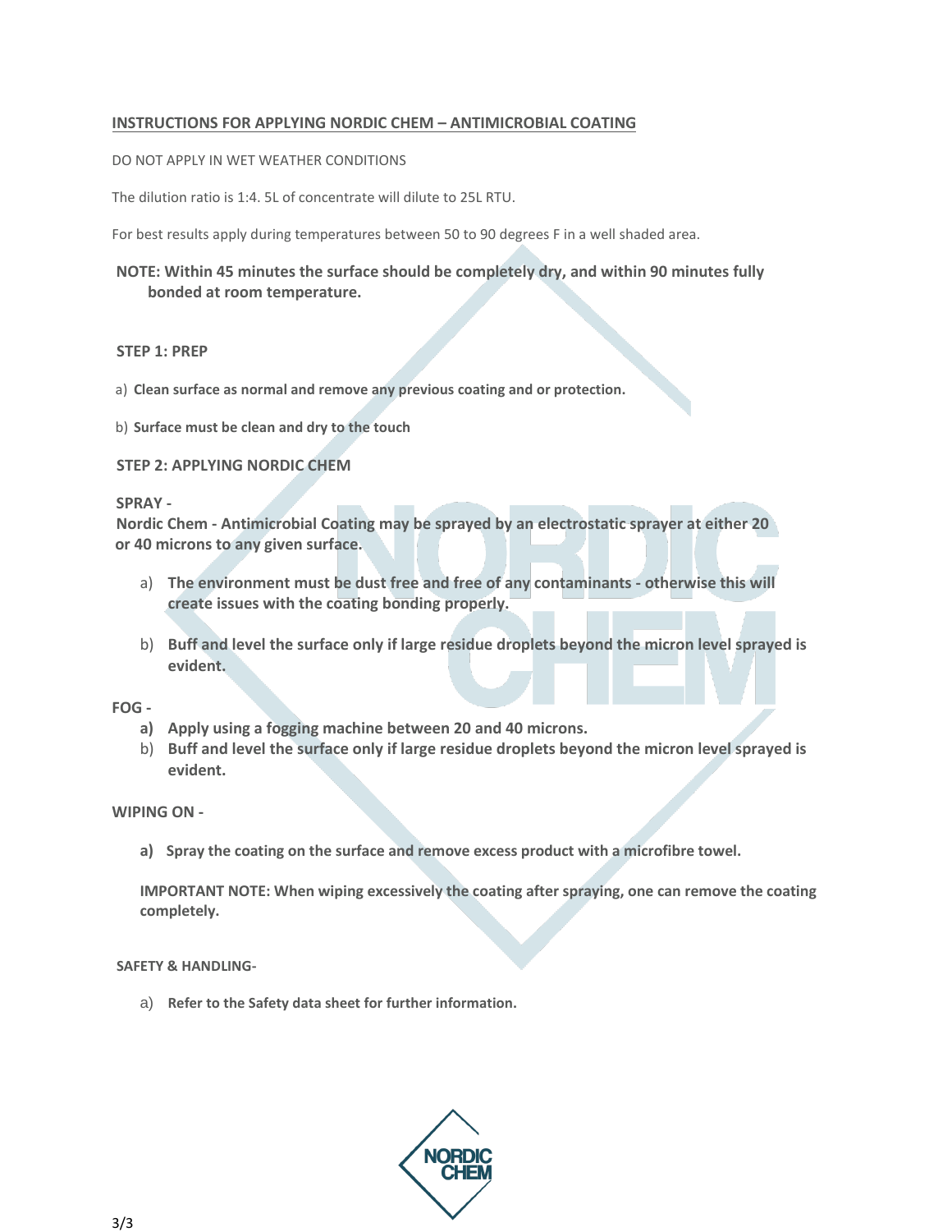## INSTRUCTIONS FOR APPLYING NORDIC CHEM – ANTIMICROBIAL COATING

DO NOT APPLY IN WET WEATHER CONDITIONS

The dilution ratio is 1:4. 5L of concentrate will dilute to 25L RTU.

For best results apply during temperatures between 50 to 90 degrees F in a well shaded area.

**NOTE: Within 45 minutes the surface should be completely dry, and within 90 minutes fully bonded at room temperature.**

### STEP 1: PREP

a) **Clean surface as normal and remove any previous coating and or protection.**

b) **Surface must be clean and dry to the touch**

### STEP 2: APPLYING NORDIC CHEM

**SPRAY -**

**Nordic Chem - Antimicrobial Coating may be sprayed by an electrostatic sprayer at either 20 or 40 microns to any given surface.**

a) **The environment must be dust free and free of any contaminants - otherwise this will create issues with the coating bonding properly.**

b) **Buff and level the surface only if large residue droplets beyond the micron level sprayed is evident.**

**FOG -**

**a)** **Apply using a fogging machine between 20 and 40 microns.**

b) **Buff and level the surface only if large residue droplets beyond the micron level sprayed is evident.**

**WIPING ON -**

**a)** **Spray the coating on the surface and remove excess product with a microfibre towel.**

**IMPORTANT NOTE: When wiping excessively the coating after spraying, one can remove the coating completely.**

**SAFETY & HANDLING-**

a) **Refer to the Safety data sheet for further information.**